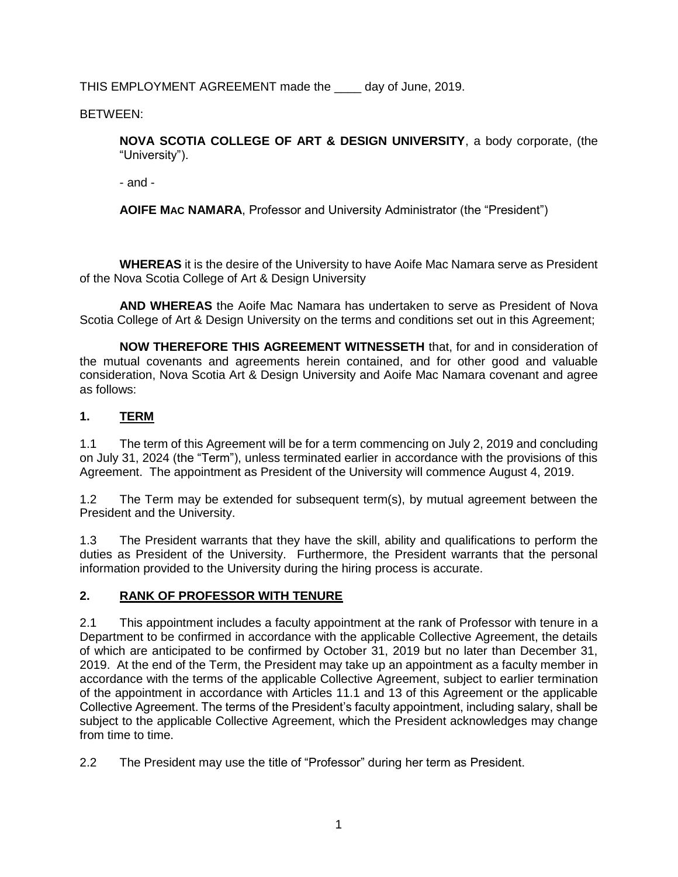THIS EMPLOYMENT AGREEMENT made the ____ day of June, 2019.

BETWEEN:

> **NOVA SCOTIA COLLEGE OF ART & DESIGN UNIVERSITY**, a body corporate, (the "University").
>
> - and -
>
> **AOIFE MAC NAMARA**, Professor and University Administrator (the "President")

**WHEREAS** it is the desire of the University to have Aoife Mac Namara serve as President of the Nova Scotia College of Art & Design University

**AND WHEREAS** the Aoife Mac Namara has undertaken to serve as President of Nova Scotia College of Art & Design University on the terms and conditions set out in this Agreement;

**NOW THEREFORE THIS AGREEMENT WITNESSETH** that, for and in consideration of the mutual covenants and agreements herein contained, and for other good and valuable consideration, Nova Scotia Art & Design University and Aoife Mac Namara covenant and agree as follows:

## 1. TERM

1.1 The term of this Agreement will be for a term commencing on July 2, 2019 and concluding on July 31, 2024 (the "Term"), unless terminated earlier in accordance with the provisions of this Agreement. The appointment as President of the University will commence August 4, 2019.

1.2 The Term may be extended for subsequent term(s), by mutual agreement between the President and the University.

1.3 The President warrants that they have the skill, ability and qualifications to perform the duties as President of the University. Furthermore, the President warrants that the personal information provided to the University during the hiring process is accurate.

## 2. RANK OF PROFESSOR WITH TENURE

2.1 This appointment includes a faculty appointment at the rank of Professor with tenure in a Department to be confirmed in accordance with the applicable Collective Agreement, the details of which are anticipated to be confirmed by October 31, 2019 but no later than December 31, 2019. At the end of the Term, the President may take up an appointment as a faculty member in accordance with the terms of the applicable Collective Agreement, subject to earlier termination of the appointment in accordance with Articles 11.1 and 13 of this Agreement or the applicable Collective Agreement. The terms of the President's faculty appointment, including salary, shall be subject to the applicable Collective Agreement, which the President acknowledges may change from time to time.

2.2 The President may use the title of "Professor" during her term as President.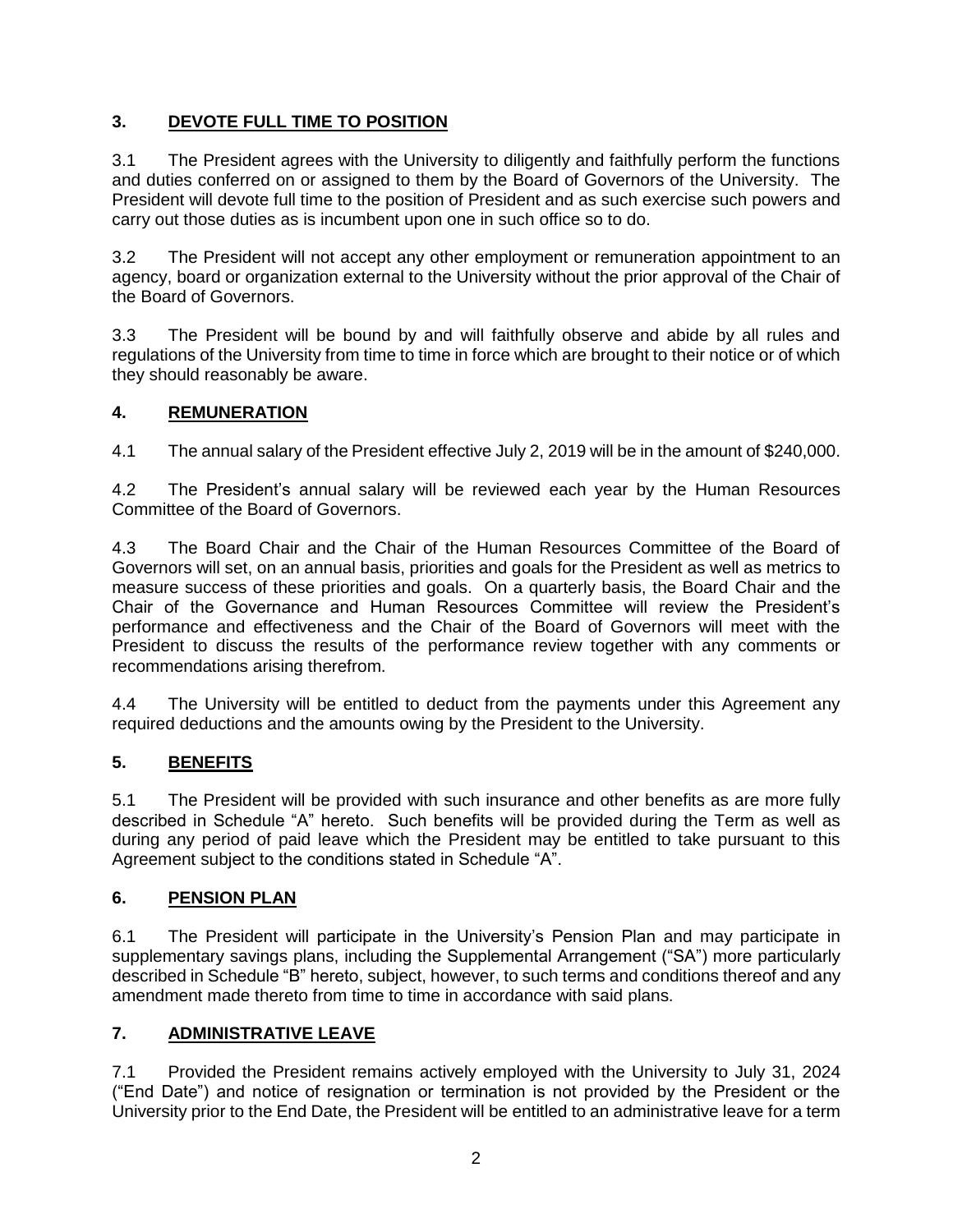## 3. **DEVOTE FULL TIME TO POSITION**

3.1 The President agrees with the University to diligently and faithfully perform the functions and duties conferred on or assigned to them by the Board of Governors of the University. The President will devote full time to the position of President and as such exercise such powers and carry out those duties as is incumbent upon one in such office so to do.

3.2 The President will not accept any other employment or remuneration appointment to an agency, board or organization external to the University without the prior approval of the Chair of the Board of Governors.

3.3 The President will be bound by and will faithfully observe and abide by all rules and regulations of the University from time to time in force which are brought to their notice or of which they should reasonably be aware.

## 4. **REMUNERATION**

4.1 The annual salary of the President effective July 2, 2019 will be in the amount of $240,000.

4.2 The President's annual salary will be reviewed each year by the Human Resources Committee of the Board of Governors.

4.3 The Board Chair and the Chair of the Human Resources Committee of the Board of Governors will set, on an annual basis, priorities and goals for the President as well as metrics to measure success of these priorities and goals. On a quarterly basis, the Board Chair and the Chair of the Governance and Human Resources Committee will review the President's performance and effectiveness and the Chair of the Board of Governors will meet with the President to discuss the results of the performance review together with any comments or recommendations arising therefrom.

4.4 The University will be entitled to deduct from the payments under this Agreement any required deductions and the amounts owing by the President to the University.

## 5. **BENEFITS**

5.1 The President will be provided with such insurance and other benefits as are more fully described in Schedule "A" hereto. Such benefits will be provided during the Term as well as during any period of paid leave which the President may be entitled to take pursuant to this Agreement subject to the conditions stated in Schedule "A".

## 6. **PENSION PLAN**

6.1 The President will participate in the University's Pension Plan and may participate in supplementary savings plans, including the Supplemental Arrangement ("SA") more particularly described in Schedule "B" hereto, subject, however, to such terms and conditions thereof and any amendment made thereto from time to time in accordance with said plans.

## 7. **ADMINISTRATIVE LEAVE**

7.1 Provided the President remains actively employed with the University to July 31, 2024 ("End Date") and notice of resignation or termination is not provided by the President or the University prior to the End Date, the President will be entitled to an administrative leave for a term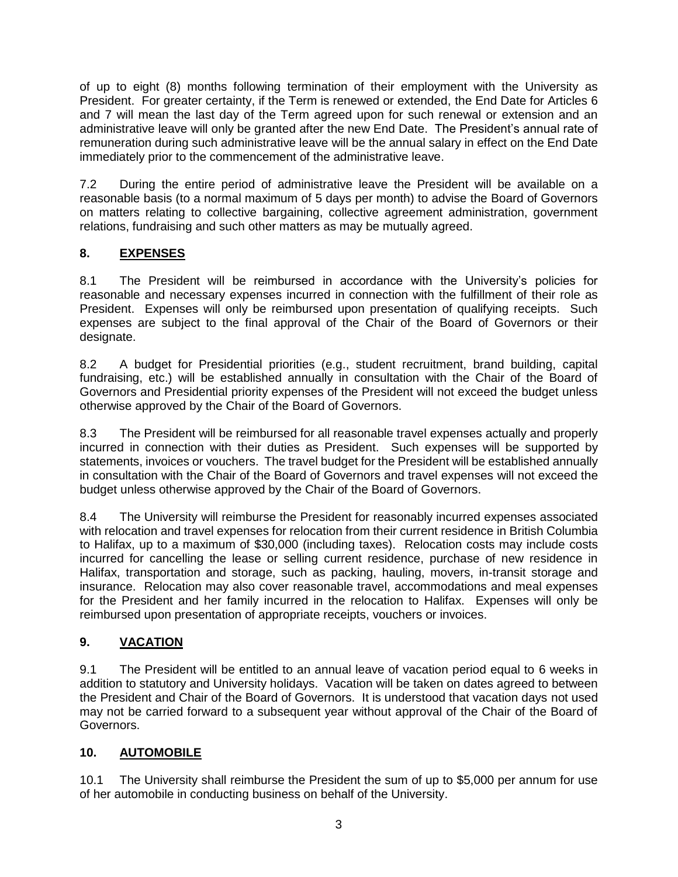of up to eight (8) months following termination of their employment with the University as President. For greater certainty, if the Term is renewed or extended, the End Date for Articles 6 and 7 will mean the last day of the Term agreed upon for such renewal or extension and an administrative leave will only be granted after the new End Date. The President's annual rate of remuneration during such administrative leave will be the annual salary in effect on the End Date immediately prior to the commencement of the administrative leave.

7.2 During the entire period of administrative leave the President will be available on a reasonable basis (to a normal maximum of 5 days per month) to advise the Board of Governors on matters relating to collective bargaining, collective agreement administration, government relations, fundraising and such other matters as may be mutually agreed.

## 8. EXPENSES

8.1 The President will be reimbursed in accordance with the University's policies for reasonable and necessary expenses incurred in connection with the fulfillment of their role as President. Expenses will only be reimbursed upon presentation of qualifying receipts. Such expenses are subject to the final approval of the Chair of the Board of Governors or their designate.

8.2 A budget for Presidential priorities (e.g., student recruitment, brand building, capital fundraising, etc.) will be established annually in consultation with the Chair of the Board of Governors and Presidential priority expenses of the President will not exceed the budget unless otherwise approved by the Chair of the Board of Governors.

8.3 The President will be reimbursed for all reasonable travel expenses actually and properly incurred in connection with their duties as President. Such expenses will be supported by statements, invoices or vouchers. The travel budget for the President will be established annually in consultation with the Chair of the Board of Governors and travel expenses will not exceed the budget unless otherwise approved by the Chair of the Board of Governors.

8.4 The University will reimburse the President for reasonably incurred expenses associated with relocation and travel expenses for relocation from their current residence in British Columbia to Halifax, up to a maximum of $30,000 (including taxes). Relocation costs may include costs incurred for cancelling the lease or selling current residence, purchase of new residence in Halifax, transportation and storage, such as packing, hauling, movers, in-transit storage and insurance. Relocation may also cover reasonable travel, accommodations and meal expenses for the President and her family incurred in the relocation to Halifax. Expenses will only be reimbursed upon presentation of appropriate receipts, vouchers or invoices.

## 9. VACATION

9.1 The President will be entitled to an annual leave of vacation period equal to 6 weeks in addition to statutory and University holidays. Vacation will be taken on dates agreed to between the President and Chair of the Board of Governors. It is understood that vacation days not used may not be carried forward to a subsequent year without approval of the Chair of the Board of Governors.

## 10. AUTOMOBILE

10.1 The University shall reimburse the President the sum of up to $5,000 per annum for use of her automobile in conducting business on behalf of the University.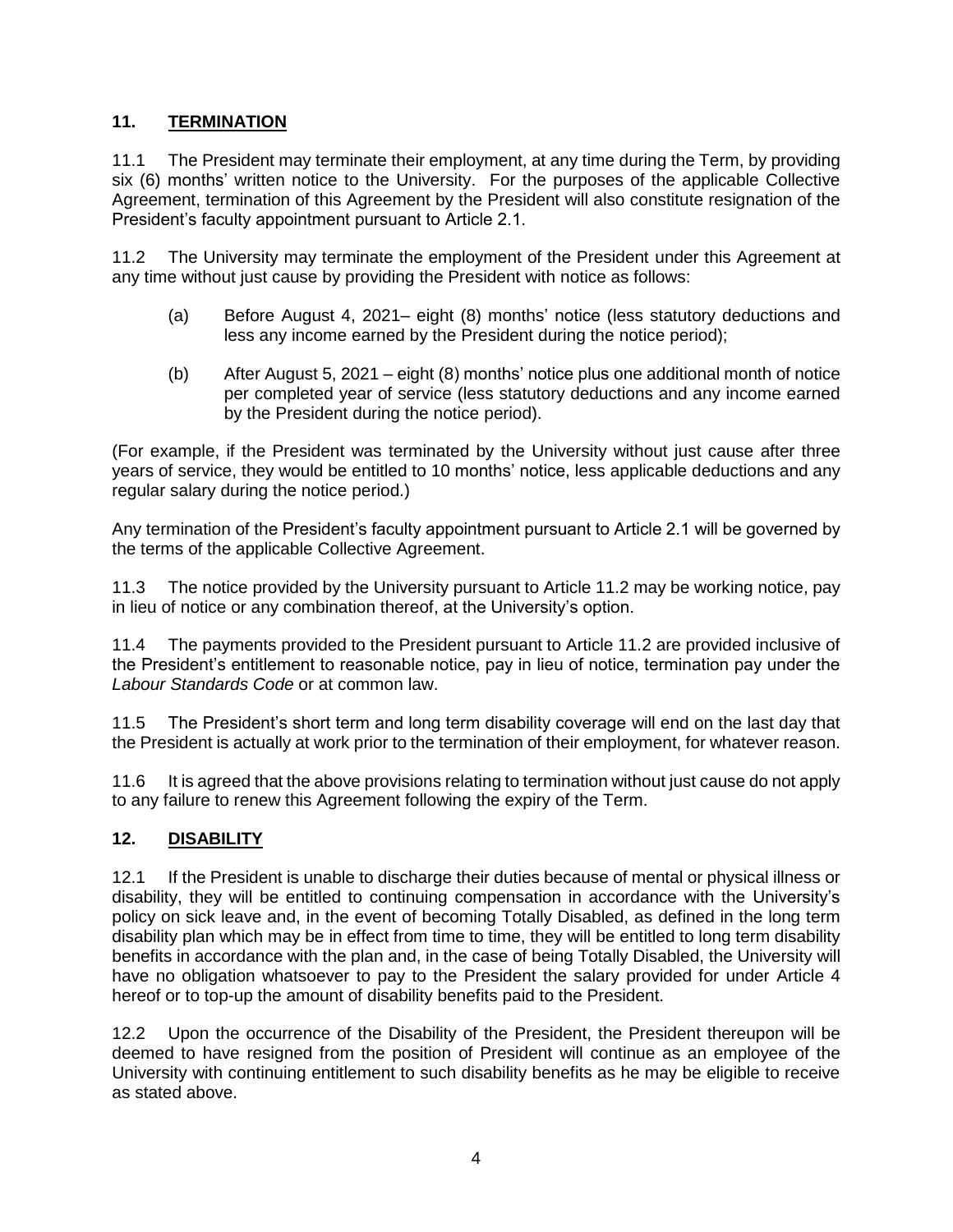## 11. TERMINATION

11.1 The President may terminate their employment, at any time during the Term, by providing six (6) months' written notice to the University. For the purposes of the applicable Collective Agreement, termination of this Agreement by the President will also constitute resignation of the President's faculty appointment pursuant to Article 2.1.

11.2 The University may terminate the employment of the President under this Agreement at any time without just cause by providing the President with notice as follows:

(a) Before August 4, 2021– eight (8) months' notice (less statutory deductions and less any income earned by the President during the notice period);

(b) After August 5, 2021 – eight (8) months' notice plus one additional month of notice per completed year of service (less statutory deductions and any income earned by the President during the notice period).

(For example, if the President was terminated by the University without just cause after three years of service, they would be entitled to 10 months' notice, less applicable deductions and any regular salary during the notice period.)

Any termination of the President's faculty appointment pursuant to Article 2.1 will be governed by the terms of the applicable Collective Agreement.

11.3 The notice provided by the University pursuant to Article 11.2 may be working notice, pay in lieu of notice or any combination thereof, at the University's option.

11.4 The payments provided to the President pursuant to Article 11.2 are provided inclusive of the President's entitlement to reasonable notice, pay in lieu of notice, termination pay under the *Labour Standards Code* or at common law.

11.5 The President's short term and long term disability coverage will end on the last day that the President is actually at work prior to the termination of their employment, for whatever reason.

11.6 It is agreed that the above provisions relating to termination without just cause do not apply to any failure to renew this Agreement following the expiry of the Term.

## 12. DISABILITY

12.1 If the President is unable to discharge their duties because of mental or physical illness or disability, they will be entitled to continuing compensation in accordance with the University's policy on sick leave and, in the event of becoming Totally Disabled, as defined in the long term disability plan which may be in effect from time to time, they will be entitled to long term disability benefits in accordance with the plan and, in the case of being Totally Disabled, the University will have no obligation whatsoever to pay to the President the salary provided for under Article 4 hereof or to top-up the amount of disability benefits paid to the President.

12.2 Upon the occurrence of the Disability of the President, the President thereupon will be deemed to have resigned from the position of President will continue as an employee of the University with continuing entitlement to such disability benefits as he may be eligible to receive as stated above.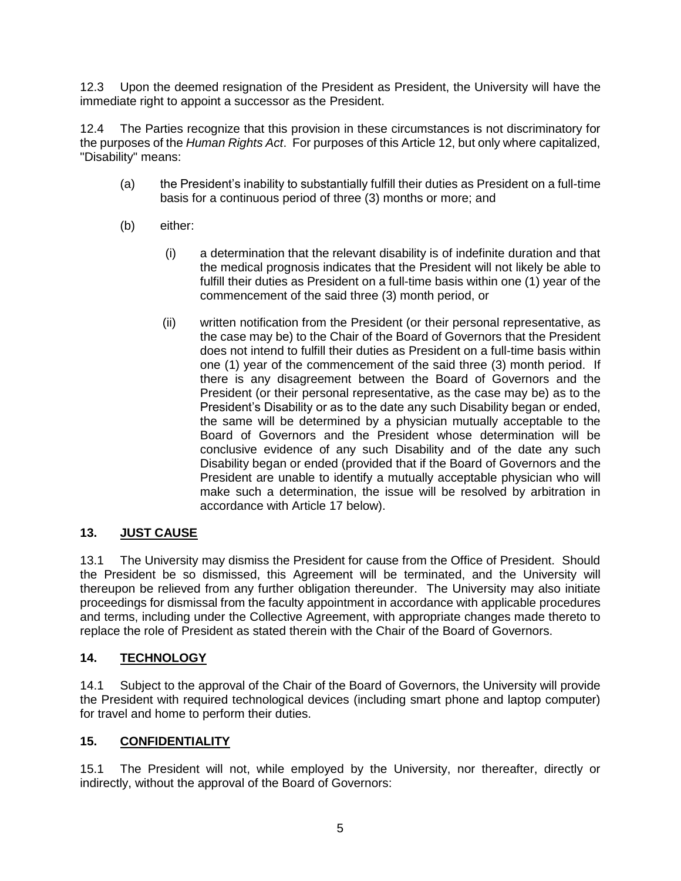12.3 Upon the deemed resignation of the President as President, the University will have the immediate right to appoint a successor as the President.

12.4 The Parties recognize that this provision in these circumstances is not discriminatory for the purposes of the *Human Rights Act*. For purposes of this Article 12, but only where capitalized, "Disability" means:

(a) the President's inability to substantially fulfill their duties as President on a full-time basis for a continuous period of three (3) months or more; and

(b) either:

(i) a determination that the relevant disability is of indefinite duration and that the medical prognosis indicates that the President will not likely be able to fulfill their duties as President on a full-time basis within one (1) year of the commencement of the said three (3) month period, or

(ii) written notification from the President (or their personal representative, as the case may be) to the Chair of the Board of Governors that the President does not intend to fulfill their duties as President on a full-time basis within one (1) year of the commencement of the said three (3) month period. If there is any disagreement between the Board of Governors and the President (or their personal representative, as the case may be) as to the President's Disability or as to the date any such Disability began or ended, the same will be determined by a physician mutually acceptable to the Board of Governors and the President whose determination will be conclusive evidence of any such Disability and of the date any such Disability began or ended (provided that if the Board of Governors and the President are unable to identify a mutually acceptable physician who will make such a determination, the issue will be resolved by arbitration in accordance with Article 17 below).

## 13. JUST CAUSE

13.1 The University may dismiss the President for cause from the Office of President. Should the President be so dismissed, this Agreement will be terminated, and the University will thereupon be relieved from any further obligation thereunder. The University may also initiate proceedings for dismissal from the faculty appointment in accordance with applicable procedures and terms, including under the Collective Agreement, with appropriate changes made thereto to replace the role of President as stated therein with the Chair of the Board of Governors.

## 14. TECHNOLOGY

14.1 Subject to the approval of the Chair of the Board of Governors, the University will provide the President with required technological devices (including smart phone and laptop computer) for travel and home to perform their duties.

## 15. CONFIDENTIALITY

15.1 The President will not, while employed by the University, nor thereafter, directly or indirectly, without the approval of the Board of Governors: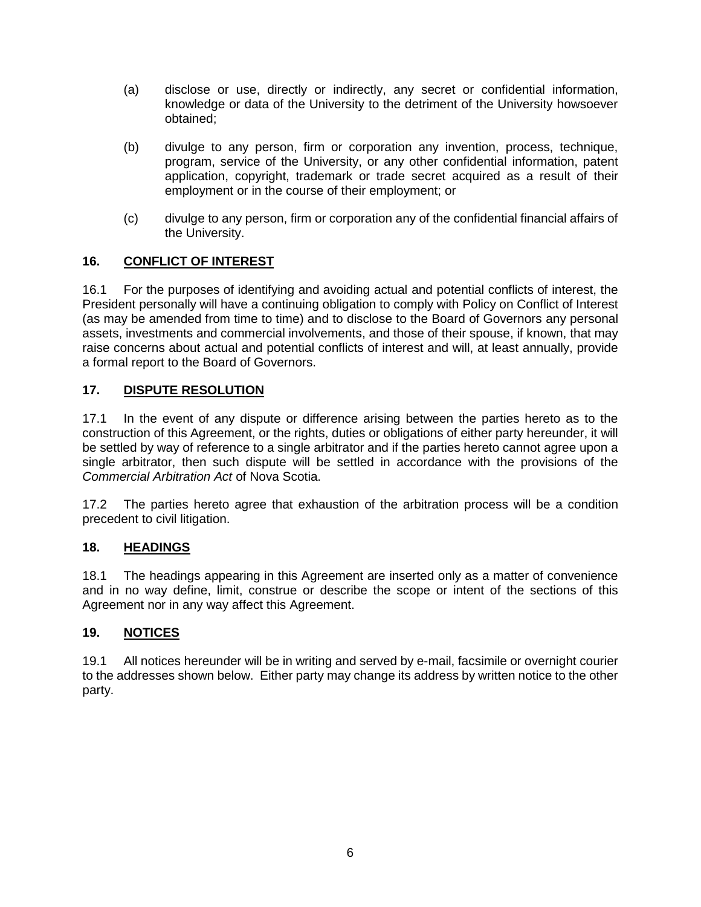(a) disclose or use, directly or indirectly, any secret or confidential information, knowledge or data of the University to the detriment of the University howsoever obtained;

(b) divulge to any person, firm or corporation any invention, process, technique, program, service of the University, or any other confidential information, patent application, copyright, trademark or trade secret acquired as a result of their employment or in the course of their employment; or

(c) divulge to any person, firm or corporation any of the confidential financial affairs of the University.

## 16. <u>CONFLICT OF INTEREST</u>

16.1 For the purposes of identifying and avoiding actual and potential conflicts of interest, the President personally will have a continuing obligation to comply with Policy on Conflict of Interest (as may be amended from time to time) and to disclose to the Board of Governors any personal assets, investments and commercial involvements, and those of their spouse, if known, that may raise concerns about actual and potential conflicts of interest and will, at least annually, provide a formal report to the Board of Governors.

## 17. <u>DISPUTE RESOLUTION</u>

17.1 In the event of any dispute or difference arising between the parties hereto as to the construction of this Agreement, or the rights, duties or obligations of either party hereunder, it will be settled by way of reference to a single arbitrator and if the parties hereto cannot agree upon a single arbitrator, then such dispute will be settled in accordance with the provisions of the *Commercial Arbitration Act* of Nova Scotia.

17.2 The parties hereto agree that exhaustion of the arbitration process will be a condition precedent to civil litigation.

## 18. <u>HEADINGS</u>

18.1 The headings appearing in this Agreement are inserted only as a matter of convenience and in no way define, limit, construe or describe the scope or intent of the sections of this Agreement nor in any way affect this Agreement.

## 19. <u>NOTICES</u>

19.1 All notices hereunder will be in writing and served by e-mail, facsimile or overnight courier to the addresses shown below. Either party may change its address by written notice to the other party.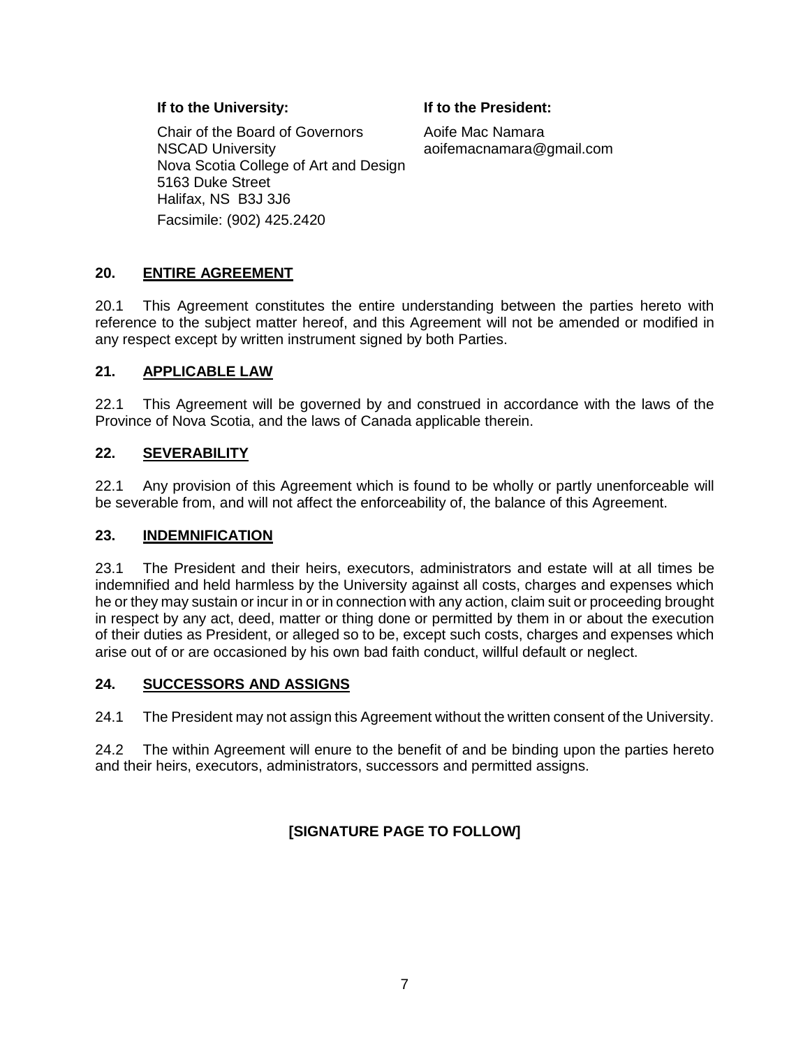**If to the University:**

Chair of the Board of Governors
NSCAD University
Nova Scotia College of Art and Design
5163 Duke Street
Halifax, NS B3J 3J6
Facsimile: (902) 425.2420

**If to the President:**

Aoife Mac Namara
aoifemacnamara@gmail.com

## 20. ENTIRE AGREEMENT

20.1 This Agreement constitutes the entire understanding between the parties hereto with reference to the subject matter hereof, and this Agreement will not be amended or modified in any respect except by written instrument signed by both Parties.

## 21. APPLICABLE LAW

22.1 This Agreement will be governed by and construed in accordance with the laws of the Province of Nova Scotia, and the laws of Canada applicable therein.

## 22. SEVERABILITY

22.1 Any provision of this Agreement which is found to be wholly or partly unenforceable will be severable from, and will not affect the enforceability of, the balance of this Agreement.

## 23. INDEMNIFICATION

23.1 The President and their heirs, executors, administrators and estate will at all times be indemnified and held harmless by the University against all costs, charges and expenses which he or they may sustain or incur in or in connection with any action, claim suit or proceeding brought in respect by any act, deed, matter or thing done or permitted by them in or about the execution of their duties as President, or alleged so to be, except such costs, charges and expenses which arise out of or are occasioned by his own bad faith conduct, willful default or neglect.

## 24. SUCCESSORS AND ASSIGNS

24.1 The President may not assign this Agreement without the written consent of the University.

24.2 The within Agreement will enure to the benefit of and be binding upon the parties hereto and their heirs, executors, administrators, successors and permitted assigns.

**[SIGNATURE PAGE TO FOLLOW]**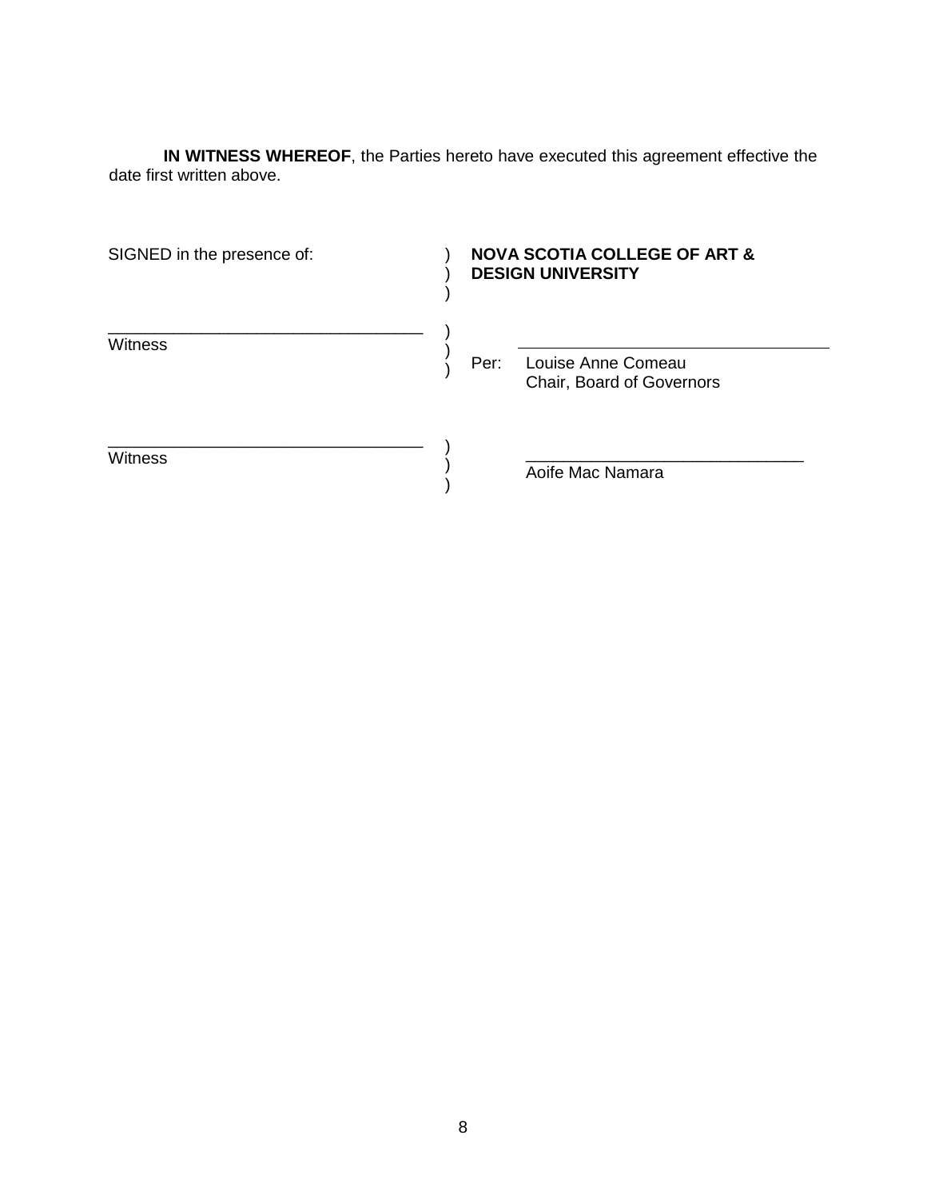**IN WITNESS WHEREOF**, the Parties hereto have executed this agreement effective the date first written above.

| SIGNED in the presence of: | ) | **NOVA SCOTIA COLLEGE OF ART & DESIGN UNIVERSITY** |
|---|---|---|
| ___________________________ | ) | |
| Witness | ) | ___________________________ |
| | ) | Per: Louise Anne Comeau |
| | | Chair, Board of Governors |
| ___________________________ | ) | |
| Witness | ) | ___________________________ |
| | ) | Aoife Mac Namara |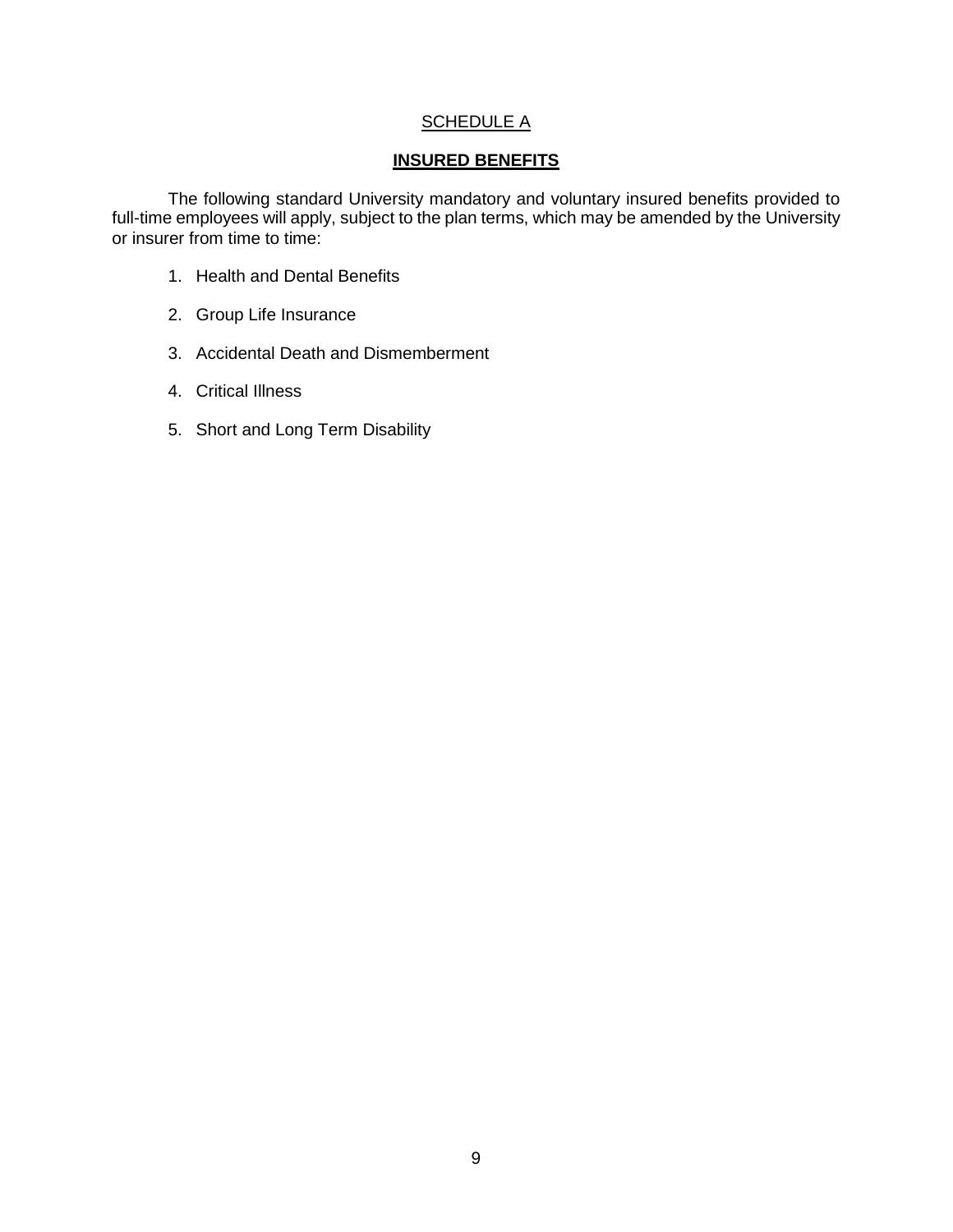## SCHEDULE A

## **INSURED BENEFITS**

The following standard University mandatory and voluntary insured benefits provided to full-time employees will apply, subject to the plan terms, which may be amended by the University or insurer from time to time:

1. Health and Dental Benefits
2. Group Life Insurance
3. Accidental Death and Dismemberment
4. Critical Illness
5. Short and Long Term Disability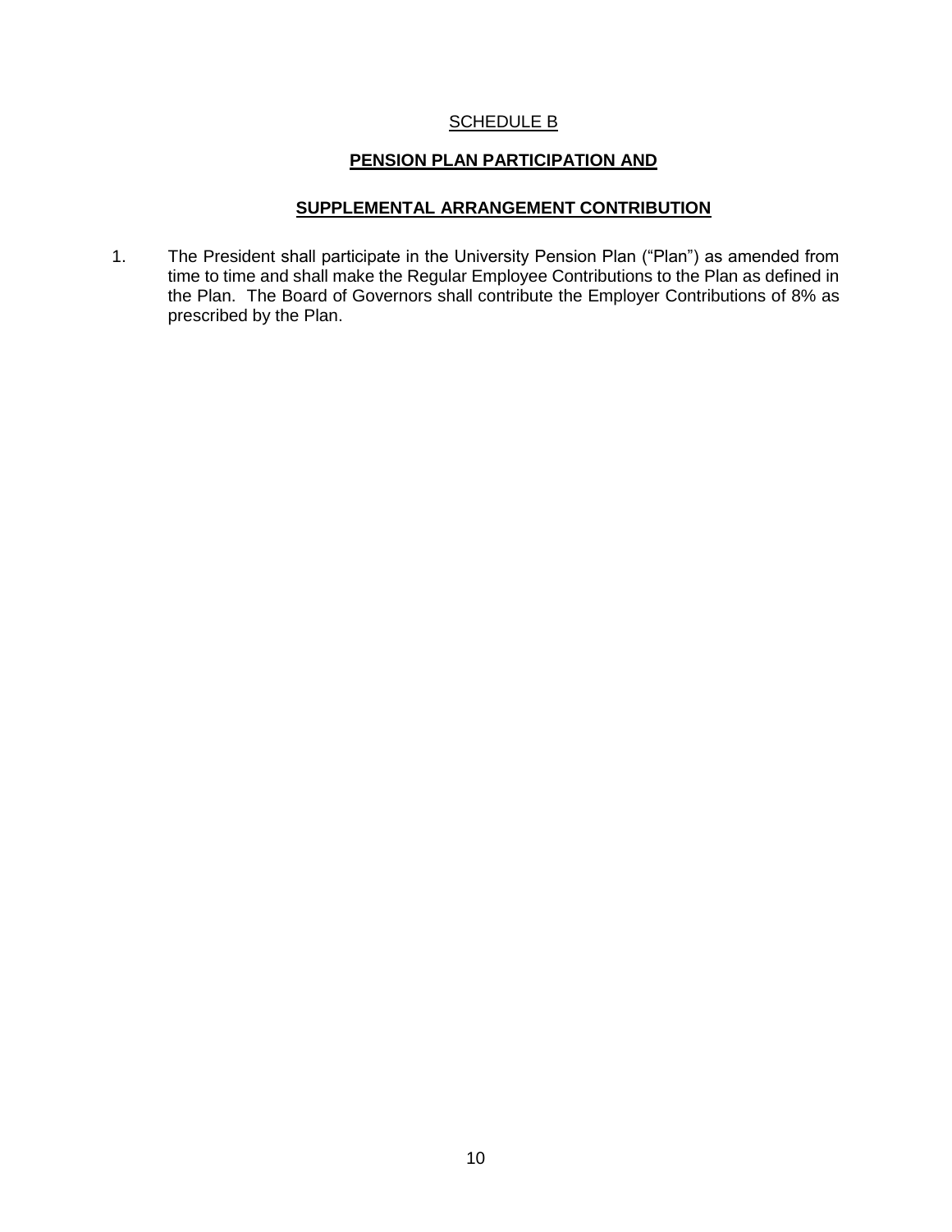## SCHEDULE B

## PENSION PLAN PARTICIPATION AND

## SUPPLEMENTAL ARRANGEMENT CONTRIBUTION

1. The President shall participate in the University Pension Plan (“Plan”) as amended from time to time and shall make the Regular Employee Contributions to the Plan as defined in the Plan. The Board of Governors shall contribute the Employer Contributions of 8% as prescribed by the Plan.